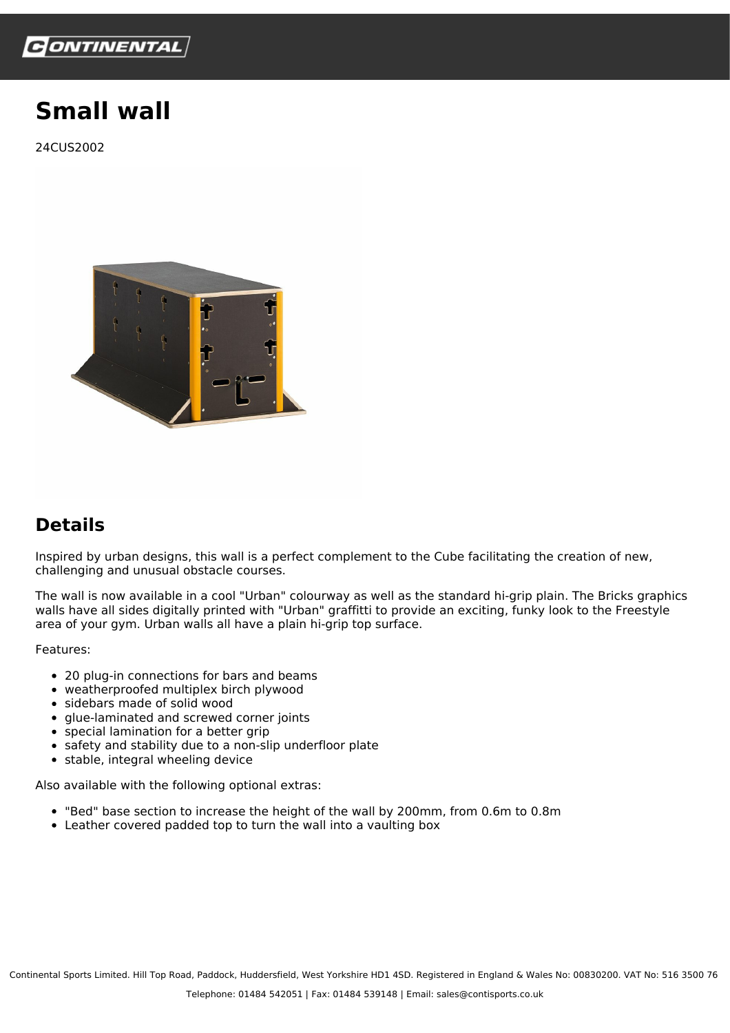# Small wall

24CUS2002

## Details

Inspired by urban designs, this wall is a perfect complement to the Cube facilitating the creation of new, challenging and unusual obstacle courses.

The wall is now available in a cool "Urban" colourway as well as the standard hi-grip plain. The Bricks graphics walls have all sides digitally printed with "Urban" graffitti to provide an exciting, funky look to the Freestyle area of your gym. Urban walls all have a plain hi-grip top surface.

Features:

- 20 plug-in connections for bars and beams
- weatherproofed multiplex birch plywood
- sidebars made of solid wood
- glue-laminated and screwed corner joints
- special lamination for a better grip
- safety and stability due to a non-slip underfloor plate
- stable, integral wheeling device

Also available with the following optional extras:

- "Bed" base section to increase the height of the wall by 200mm, from 0.6m to 0.8m
- Leather covered padded top to turn the wall into a vaulting box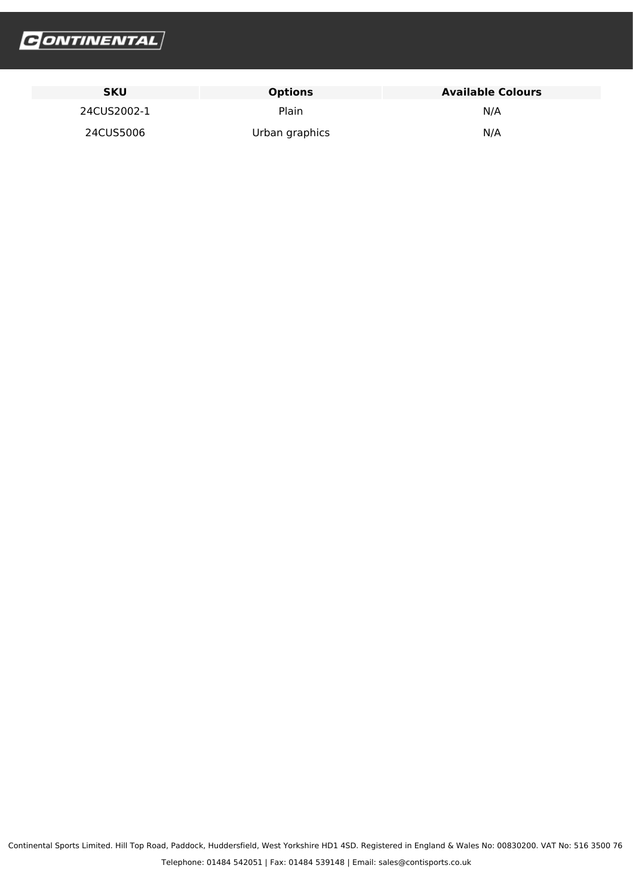| SKU | Options | Available Colours |
| --- | --- | --- |
| 24CUS2002-1 | Plain | N/A |
| 24CUS5006 | Urban graphics | N/A |